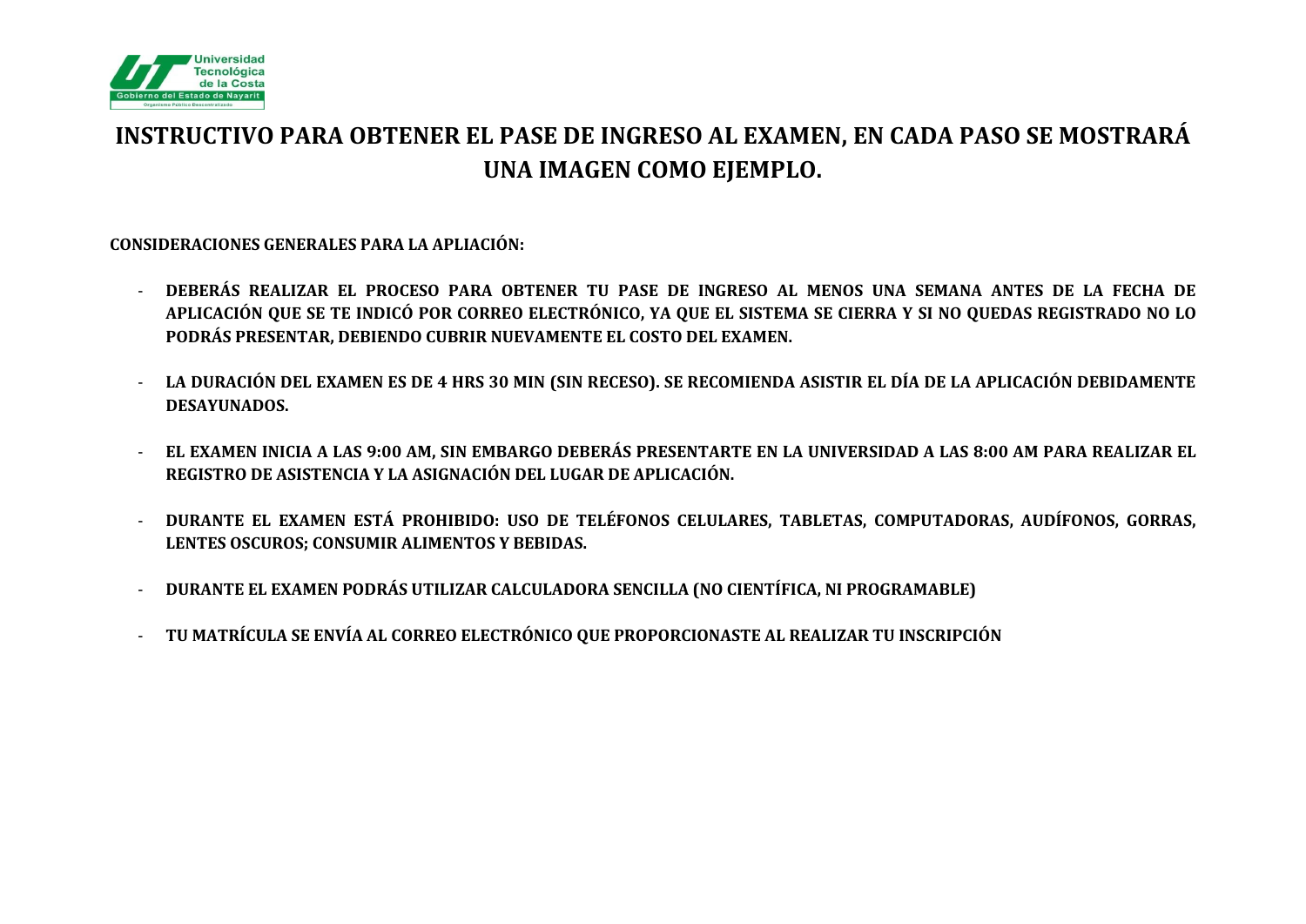# INSTRUCTIVO PARA OBTENER EL PASE DE INGRESO AL EXAMEN, EN CADA PASO SE MOSTRARÁ UNA IMAGEN COMO EJEMPLO.

**CONSIDERACIONES GENERALES PARA LA APLIACIÓN:**

- **DEBERÁS REALIZAR EL PROCESO PARA OBTENER TU PASE DE INGRESO AL MENOS UNA SEMANA ANTES DE LA FECHA DE APLICACIÓN QUE SE TE INDICÓ POR CORREO ELECTRÓNICO, YA QUE EL SISTEMA SE CIERRA Y SI NO QUEDAS REGISTRADO NO LO PODRÁS PRESENTAR, DEBIENDO CUBRIR NUEVAMENTE EL COSTO DEL EXAMEN.**

- **LA DURACIÓN DEL EXAMEN ES DE 4 HRS 30 MIN (SIN RECESO). SE RECOMIENDA ASISTIR EL DÍA DE LA APLICACIÓN DEBIDAMENTE DESAYUNADOS.**

- **EL EXAMEN INICIA A LAS 9:00 AM, SIN EMBARGO DEBERÁS PRESENTARTE EN LA UNIVERSIDAD A LAS 8:00 AM PARA REALIZAR EL REGISTRO DE ASISTENCIA Y LA ASIGNACIÓN DEL LUGAR DE APLICACIÓN.**

- **DURANTE EL EXAMEN ESTÁ PROHIBIDO: USO DE TELÉFONOS CELULARES, TABLETAS, COMPUTADORAS, AUDÍFONOS, GORRAS, LENTES OSCUROS; CONSUMIR ALIMENTOS Y BEBIDAS.**

- **DURANTE EL EXAMEN PODRÁS UTILIZAR CALCULADORA SENCILLA (NO CIENTÍFICA, NI PROGRAMABLE)**

- **TU MATRÍCULA SE ENVÍA AL CORREO ELECTRÓNICO QUE PROPORCIONASTE AL REALIZAR TU INSCRIPCIÓN**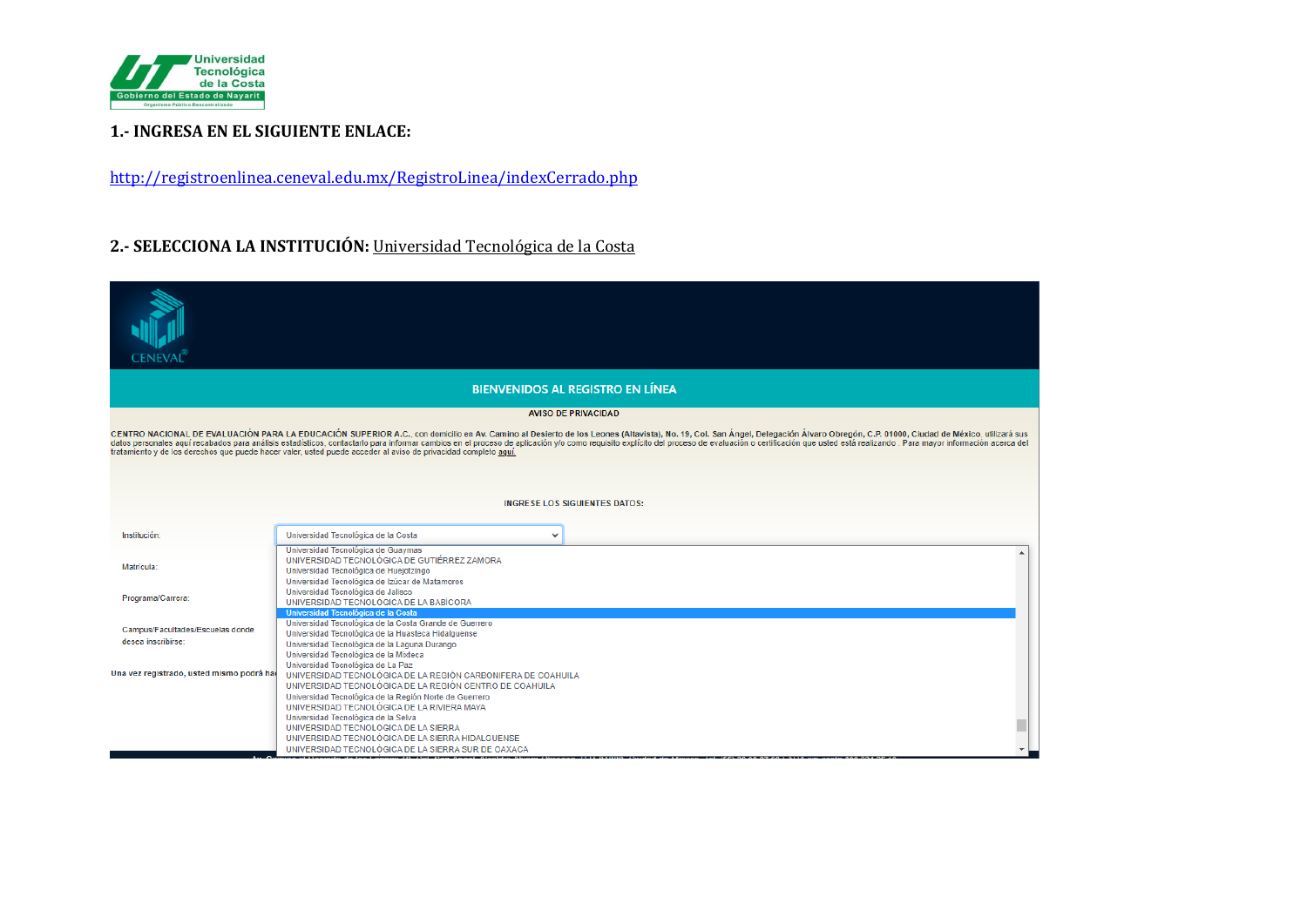**1.- INGRESA EN EL SIGUIENTE ENLACE:**

http://registroenlinea.ceneval.edu.mx/RegistroLinea/indexCerrado.php

**2.- SELECCIONA LA INSTITUCIÓN:** Universidad Tecnológica de la Costa

CENEVAL®

BIENVENIDOS AL REGISTRO EN LÍNEA

AVISO DE PRIVACIDAD

CENTRO NACIONAL DE EVALUACIÓN PARA LA EDUCACIÓN SUPERIOR A.C., con domicilio en Av. Camino al Desierto de los Leones (Altavista), No. 19, Col. San Ángel, Delegación Álvaro Obregón, C.P. 01000, Ciudad de México, utilizará sus datos personales aquí recabados para análisis estadísticos, contactarlo para informar cambios en el proceso de aplicación y/o como requisito explícito del proceso de evaluación o certificación que usted está realizando. Para mayor información acerca del tratamiento y de los derechos que puede hacer valer, usted puede acceder al aviso de privacidad completo aquí.

INGRESE LOS SIGUIENTES DATOS:

Institución: Universidad Tecnológica de la Costa

Matrícula:

Programa/Carrera:

Campus/Facultades/Escuelas donde desea inscribirse:

Una vez registrado, usted mismo podrá ha...

- Universidad Tecnológica de Guaymas
- UNIVERSIDAD TECNOLÓGICA DE GUTIÉRREZ ZAMORA
- Universidad Tecnológica de Huejotzingo
- Universidad Tecnológica de Izúcar de Matamoros
- Universidad Tecnológica de Jalisco
- UNIVERSIDAD TECNOLÓGICA DE LA BABÍCORA
- Universidad Tecnológica de la Costa
- Universidad Tecnológica de la Costa Grande de Guerrero
- Universidad Tecnológica de la Huasteca Hidalguense
- Universidad Tecnológica de la Laguna Durango
- Universidad Tecnológica de la Mixteca
- Universidad Tecnológica de La Paz
- UNIVERSIDAD TECNOLÓGICA DE LA REGIÓN CARBONÍFERA DE COAHUILA
- UNIVERSIDAD TECNOLÓGICA DE LA REGIÓN CENTRO DE COAHUILA
- Universidad Tecnológica de la Región Norte de Guerrero
- UNIVERSIDAD TECNOLÓGICA DE LA RIVIERA MAYA
- Universidad Tecnológica de la Selva
- UNIVERSIDAD TECNOLÓGICA DE LA SIERRA
- UNIVERSIDAD TECNOLÓGICA DE LA SIERRA HIDALGUENSE
- UNIVERSIDAD TECNOLÓGICA DE LA SIERRA SUR DE OAXACA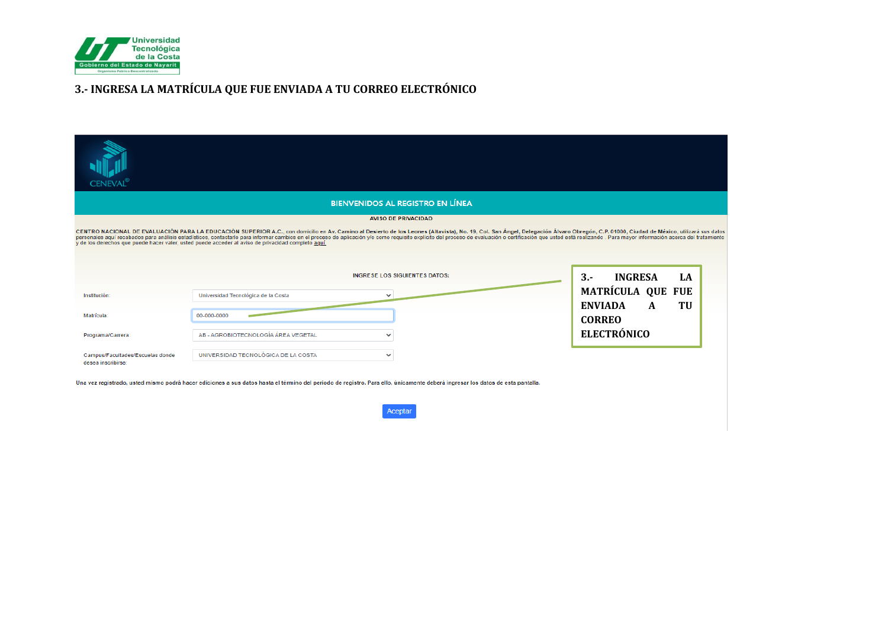### 3.- INGRESA LA MATRÍCULA QUE FUE ENVIADA A TU CORREO ELECTRÓNICO

CENEVAL®

**BIENVENIDOS AL REGISTRO EN LÍNEA**

**AVISO DE PRIVACIDAD**

**CENTRO NACIONAL DE EVALUACIÓN PARA LA EDUCACIÓN SUPERIOR A.C.**, con domicilio en **Av. Camino al Desierto de los Leones (Altavista), No. 19, Col. San Ángel, Delegación Álvaro Obregón, C.P. 01000, Ciudad de México**, utilizará sus datos personales aquí recabados para análisis estadísticos, contactarlo para informar cambios en el proceso de aplicación y/o como requisito explícito del proceso de evaluación o certificación que usted está realizando . Para mayor información acerca del tratamiento y de los derechos que puede hacer valer, usted puede acceder al aviso de privacidad completo **aquí**.

INGRESE LOS SIGUIENTES DATOS:

| | |
|---|---|
| Institución: | Universidad Tecnológica de la Costa |
| Matrícula: | 00-000-0000 |
| Programa/Carrera | AB - AGROBIOTECNOLOGÍA ÁREA VEGETAL |
| Campus/Facultades/Escuelas donde desea inscribirse: | UNIVERSIDAD TECNOLÓGICA DE LA COSTA |

**3.- INGRESA LA MATRÍCULA QUE FUE ENVIADA A TU CORREO ELECTRÓNICO**

Una vez registrado, usted mismo podrá hacer ediciones a sus datos hasta el término del periodo de registro. Para ello, únicamente deberá ingresar los datos de esta pantalla.

Aceptar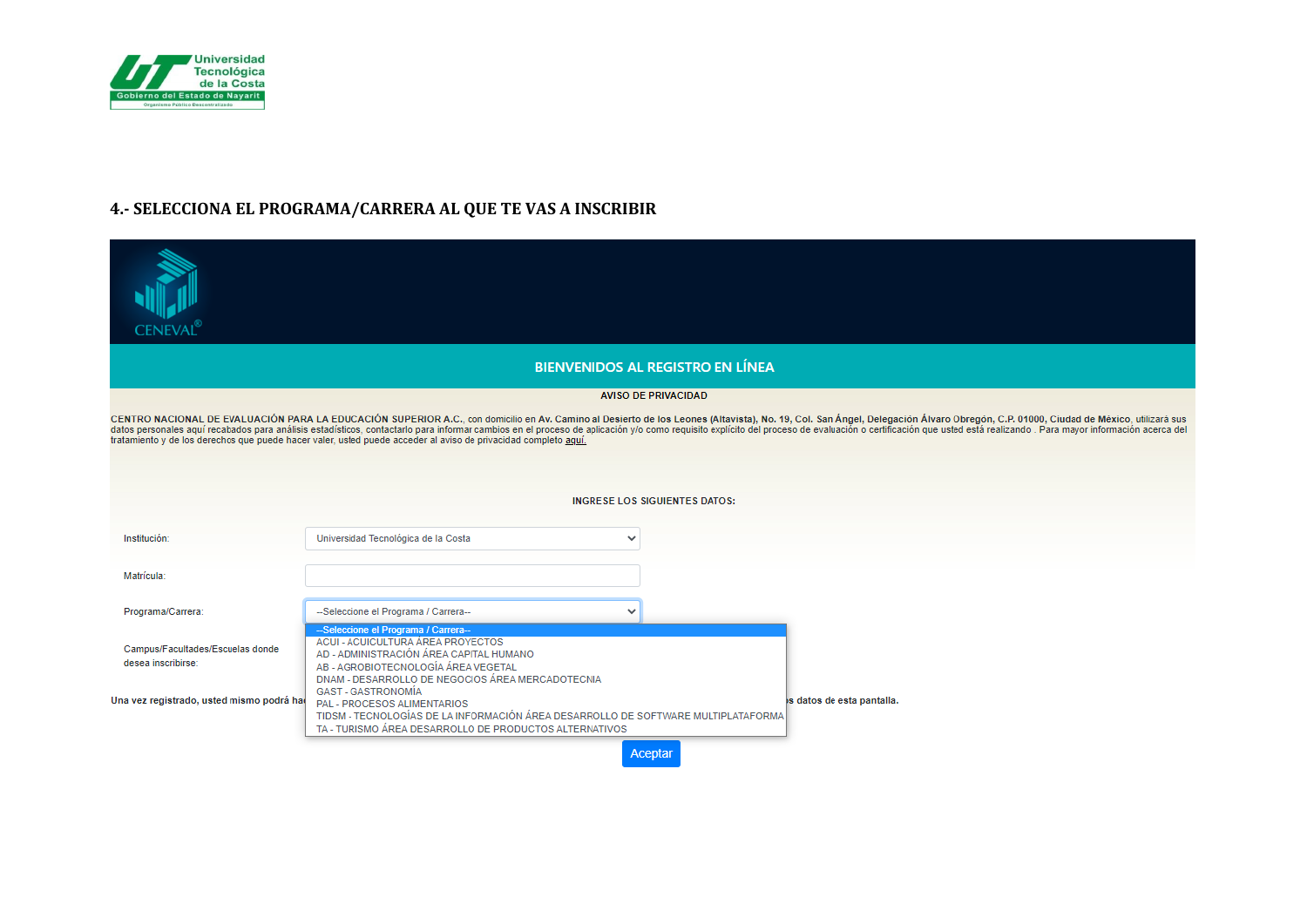Universidad Tecnológica de la Costa
Gobierno del Estado de Nayarit
Organismo Público Descentralizado

## 4.- SELECCIONA EL PROGRAMA/CARRERA AL QUE TE VAS A INSCRIBIR

CENEVAL®

**BIENVENIDOS AL REGISTRO EN LÍNEA**

**AVISO DE PRIVACIDAD**

**CENTRO NACIONAL DE EVALUACIÓN PARA LA EDUCACIÓN SUPERIOR A.C.**, con domicilio en **Av. Camino al Desierto de los Leones (Altavista), No. 19, Col. San Ángel, Delegación Álvaro Obregón, C.P. 01000, Ciudad de México**, utilizará sus datos personales aquí recabados para análisis estadísticos, contactarlo para informar cambios en el proceso de aplicación y/o como requisito explícito del proceso de evaluación o certificación que usted está realizando . Para mayor información acerca del tratamiento y de los derechos que puede hacer valer, usted puede acceder al aviso de privacidad completo aquí.

**INGRESE LOS SIGUIENTES DATOS:**

Institución: Universidad Tecnológica de la Costa

Matrícula:

Programa/Carrera: --Seleccione el Programa / Carrera--

- --Seleccione el Programa / Carrera--
- ACUI - ACUICULTURA ÁREA PROYECTOS
- AD - ADMINISTRACIÓN ÁREA CAPITAL HUMANO
- AB - AGROBIOTECNOLOGÍA ÁREA VEGETAL
- DNAM - DESARROLLO DE NEGOCIOS ÁREA MERCADOTECNIA
- GAST - GASTRONOMÍA
- PAL - PROCESOS ALIMENTARIOS
- TIDSM - TECNOLOGÍAS DE LA INFORMACIÓN ÁREA DESARROLLO DE SOFTWARE MULTIPLATAFORMA
- TA - TURISMO ÁREA DESARROLLO DE PRODUCTOS ALTERNATIVOS

Campus/Facultades/Escuelas donde desea inscribirse:

**Una vez registrado, usted mismo podrá ha... s datos de esta pantalla.**

Aceptar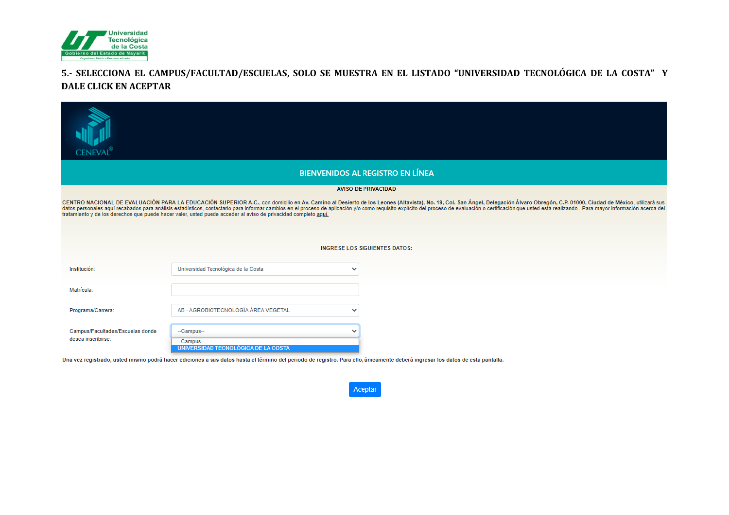**5.- SELECCIONA EL CAMPUS/FACULTAD/ESCUELAS, SOLO SE MUESTRA EN EL LISTADO "UNIVERSIDAD TECNOLÓGICA DE LA COSTA" Y DALE CLICK EN ACEPTAR**

CENEVAL®

BIENVENIDOS AL REGISTRO EN LÍNEA

AVISO DE PRIVACIDAD

**CENTRO NACIONAL DE EVALUACIÓN PARA LA EDUCACIÓN SUPERIOR A.C.**, con domicilio en **Av. Camino al Desierto de los Leones (Altavista), No. 19, Col. San Ángel, Delegación Álvaro Obregón, C.P. 01000, Ciudad de México**, utilizará sus datos personales aquí recabados para análisis estadísticos, contactarlo para informar cambios en el proceso de aplicación y/o como requisito explícito del proceso de evaluación o certificación que usted está realizando . Para mayor información acerca del tratamiento y de los derechos que puede hacer valer, usted puede acceder al aviso de privacidad completo aquí.

INGRESE LOS SIGUIENTES DATOS:

Institución: Universidad Tecnológica de la Costa

Matrícula:

Programa/Carrera: AB - AGROBIOTECNOLOGÍA ÁREA VEGETAL

Campus/Facultades/Escuelas donde desea inscribirse: --Campus--

--Campus--
UNIVERSIDAD TECNOLÓGICA DE LA COSTA

**Una vez registrado, usted mismo podrá hacer ediciones a sus datos hasta el término del periodo de registro. Para ello, únicamente deberá ingresar los datos de esta pantalla.**

Aceptar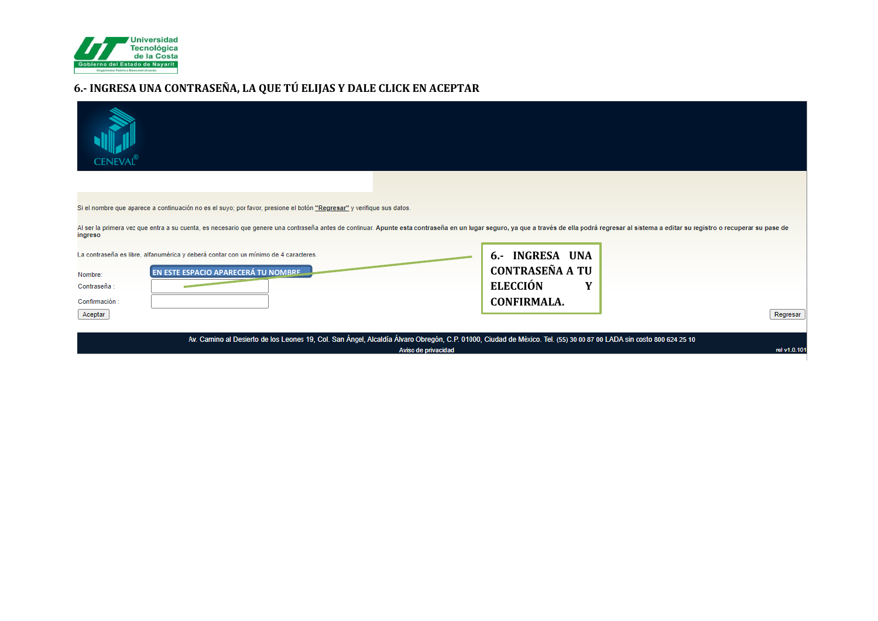Universidad Tecnológica de la Costa
Gobierno del Estado de Nayarit

**6.- INGRESA UNA CONTRASEÑA, LA QUE TÚ ELIJAS Y DALE CLICK EN ACEPTAR**

CENEVAL®

Si el nombre que aparece a continuación no es el suyo; por favor, presione el botón **"Regresar"** y verifique sus datos.

Al ser la primera vez que entra a su cuenta, es necesario que genere una contraseña antes de continuar. **Apunte esta contraseña en un lugar seguro, ya que a través de ella podrá regresar al sistema a editar su registro o recuperar su pase de ingreso**

La contraseña es libre, alfanumérica y deberá contar con un mínimo de 4 caracteres.

Nombre: EN ESTE ESPACIO APARECERÁ TU NOMBRE

Contraseña :

Confirmación :

Aceptar

Regresar

**6.- INGRESA UNA CONTRASEÑA A TU ELECCIÓN Y CONFIRMALA.**

Av. Camino al Desierto de los Leones 19, Col. San Ángel, Alcaldía Álvaro Obregón, C.P. 01000, Ciudad de México. Tel. (55) 30 00 87 00 LADA sin costo 800 624 25 10

Aviso de privacidad

rel v1.0.101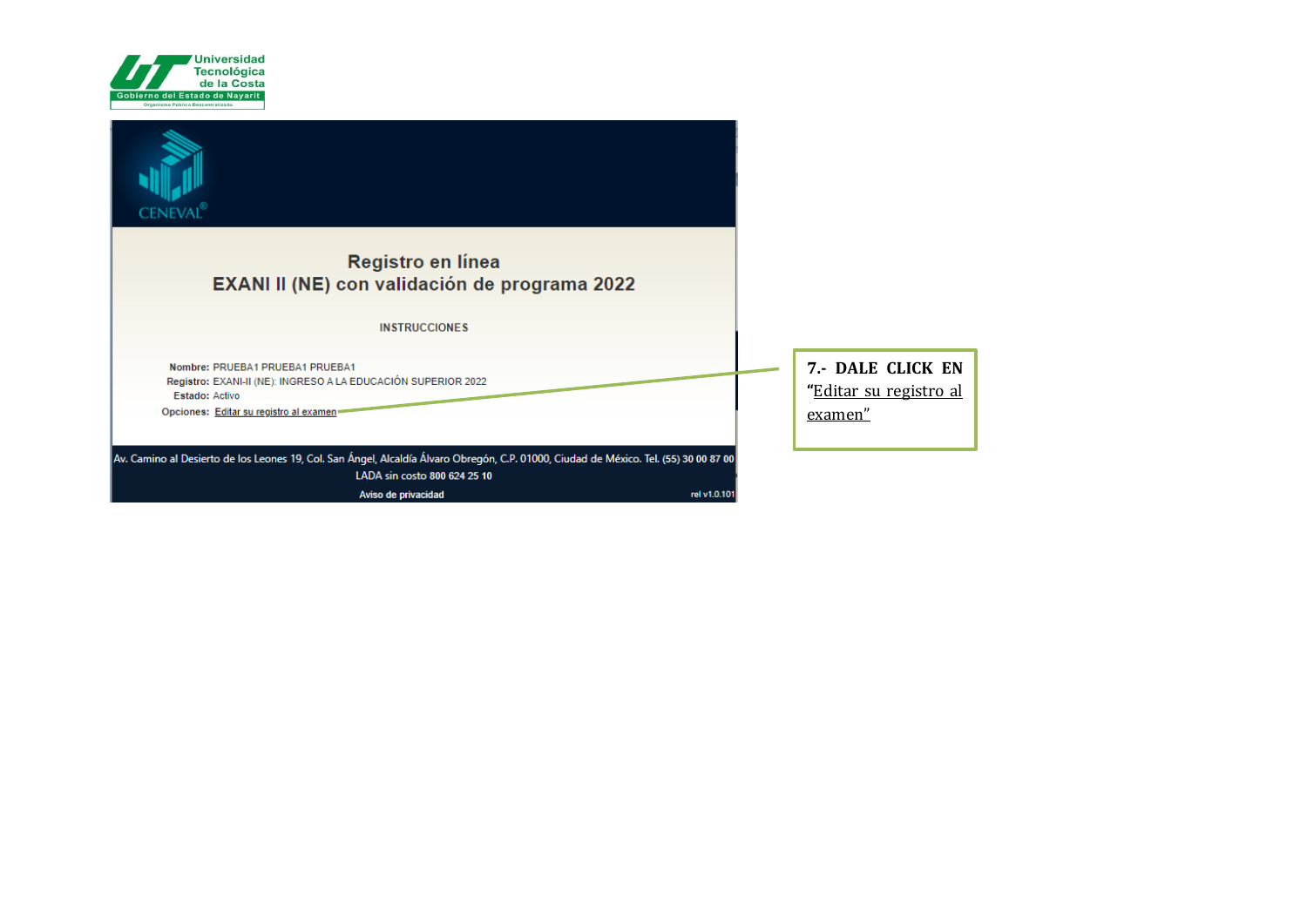Universidad Tecnológica de la Costa
Gobierno del Estado de Nayarit
Organismo Público Descentralizado

CENEVAL®

**Registro en línea**
**EXANI II (NE) con validación de programa 2022**

**INSTRUCCIONES**

**Nombre:** PRUEBA1 PRUEBA1 PRUEBA1
**Registro:** EXANI-II (NE): INGRESO A LA EDUCACIÓN SUPERIOR 2022
**Estado:** Activo
**Opciones:** Editar su registro al examen

Av. Camino al Desierto de los Leones 19, Col. San Ángel, Alcaldía Álvaro Obregón, C.P. 01000, Ciudad de México. Tel. (55) 30 00 87 00
LADA sin costo 800 624 25 10

Aviso de privacidad

rel v1.0.101

**7.- DALE CLICK EN** "Editar su registro al examen"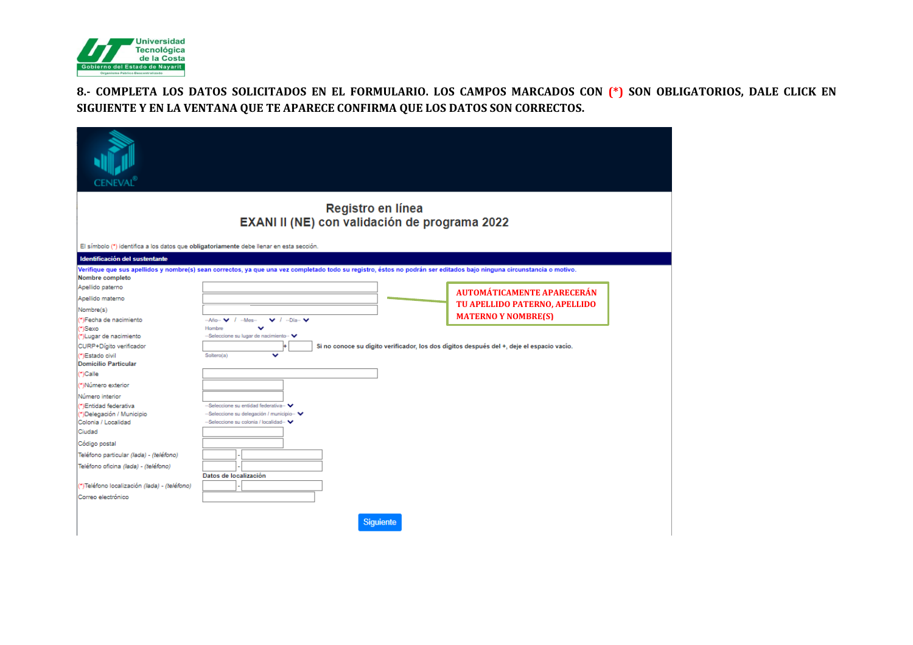**8.- COMPLETA LOS DATOS SOLICITADOS EN EL FORMULARIO. LOS CAMPOS MARCADOS CON (*) SON OBLIGATORIOS, DALE CLICK EN SIGUIENTE Y EN LA VENTANA QUE TE APARECE CONFIRMA QUE LOS DATOS SON CORRECTOS.**

CENEVAL®

## Registro en línea
## EXANI II (NE) con validación de programa 2022

El símbolo (*) identifica a los datos que **obligatoriamente** debe llenar en esta sección.

**Identificación del sustentante**

Verifique que sus apellidos y nombre(s) sean correctos, ya que una vez completado todo su registro, éstos no podrán ser editados bajo ninguna circunstancia o motivo.

**Nombre completo**

Apellido paterno

Apellido materno

Nombre(s)

**AUTOMÁTICAMENTE APARECERÁN TU APELLIDO PATERNO, APELLIDO MATERNO Y NOMBRE(S)**

(*)Fecha de nacimiento --Año-- / --Mes-- / --Día--

(*)Sexo Hombre

(*)Lugar de nacimiento --Seleccione su lugar de nacimiento--

CURP+Dígito verificador + Si no conoce su dígito verificador, los dos dígitos después del +, deje el espacio vacío.

(*)Estado civil Soltero(a)

**Domicilio Particular**

(*)Calle

(*)Número exterior

Número interior

(*)Entidad federativa --Seleccione su entidad federativa--

(*)Delegación / Municipio --Seleccione su delegación / municipio--

Colonia / Localidad --Seleccione su colonia / localidad--

Ciudad

Código postal

Teléfono particular *(lada) - (teléfono)*

Teléfono oficina *(lada) - (teléfono)*

**Datos de localización**

(*)Teléfono localización *(lada) - (teléfono)*

Correo electrónico

Siguiente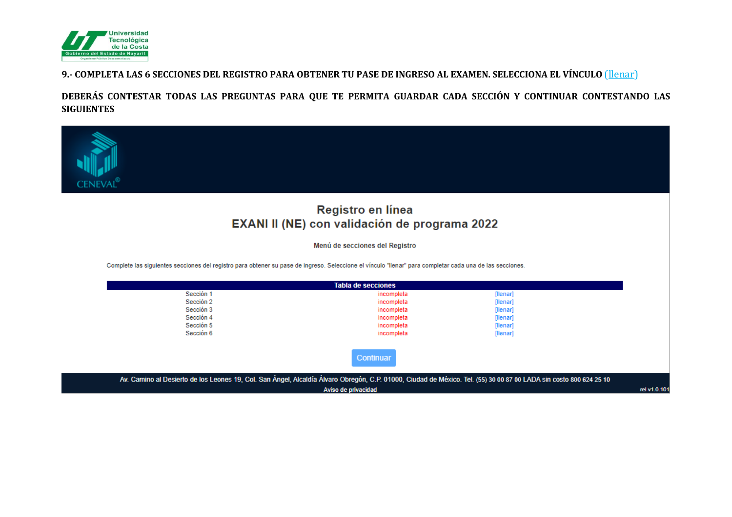**9.- COMPLETA LAS 6 SECCIONES DEL REGISTRO PARA OBTENER TU PASE DE INGRESO AL EXAMEN. SELECCIONA EL VÍNCULO (llenar)**

**DEBERÁS CONTESTAR TODAS LAS PREGUNTAS PARA QUE TE PERMITA GUARDAR CADA SECCIÓN Y CONTINUAR CONTESTANDO LAS SIGUIENTES**

CENEVAL®

## Registro en línea
## EXANI II (NE) con validación de programa 2022

Menú de secciones del Registro

Complete las siguientes secciones del registro para obtener su pase de ingreso. Seleccione el vínculo "llenar" para completar cada una de las secciones.

| Tabla de secciones | | |
|---|---|---|
| Sección 1 | incompleta | [llenar] |
| Sección 2 | incompleta | [llenar] |
| Sección 3 | incompleta | [llenar] |
| Sección 4 | incompleta | [llenar] |
| Sección 5 | incompleta | [llenar] |
| Sección 6 | incompleta | [llenar] |

Continuar

Av. Camino al Desierto de los Leones 19, Col. San Ángel, Alcaldía Álvaro Obregón, C.P. 01000, Ciudad de México. Tel. (55) 30 00 87 00 LADA sin costo 800 624 25 10

Aviso de privacidad

rel v1.0.101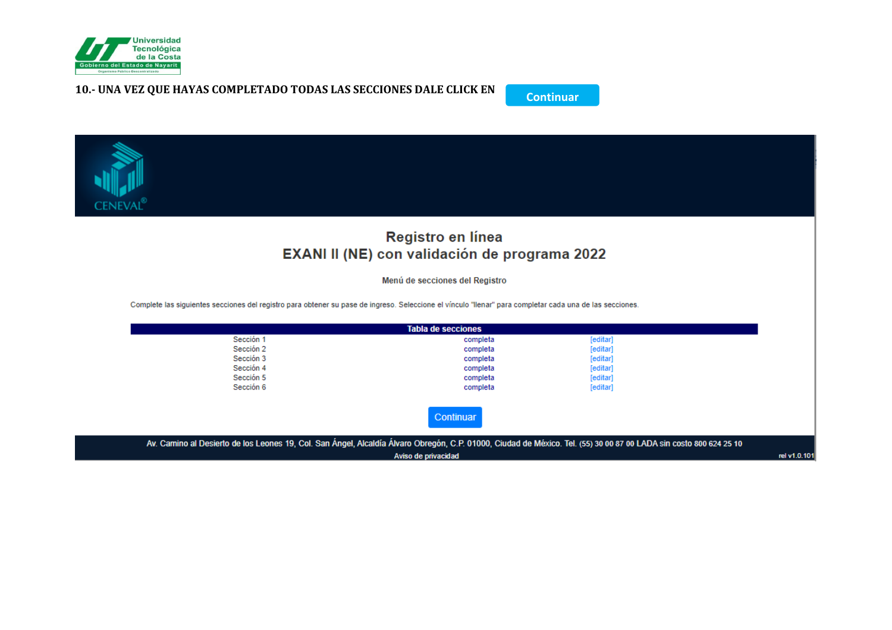Universidad Tecnológica de la Costa
Gobierno del Estado de Nayarit
Organismo Público Descentralizado

**10.- UNA VEZ QUE HAYAS COMPLETADO TODAS LAS SECCIONES DALE CLICK EN** Continuar

CENEVAL®

## Registro en línea
## EXANI II (NE) con validación de programa 2022

**Menú de secciones del Registro**

Complete las siguientes secciones del registro para obtener su pase de ingreso. Seleccione el vínculo "llenar" para completar cada una de las secciones.

| Tabla de secciones | | |
|---|---|---|
| Sección 1 | completa | [editar] |
| Sección 2 | completa | [editar] |
| Sección 3 | completa | [editar] |
| Sección 4 | completa | [editar] |
| Sección 5 | completa | [editar] |
| Sección 6 | completa | [editar] |

Continuar

Av. Camino al Desierto de los Leones 19, Col. San Ángel, Alcaldía Álvaro Obregón, C.P. 01000, Ciudad de México. Tel. (55) 30 00 87 00 LADA sin costo 800 624 25 10

Aviso de privacidad

rel v1.0.101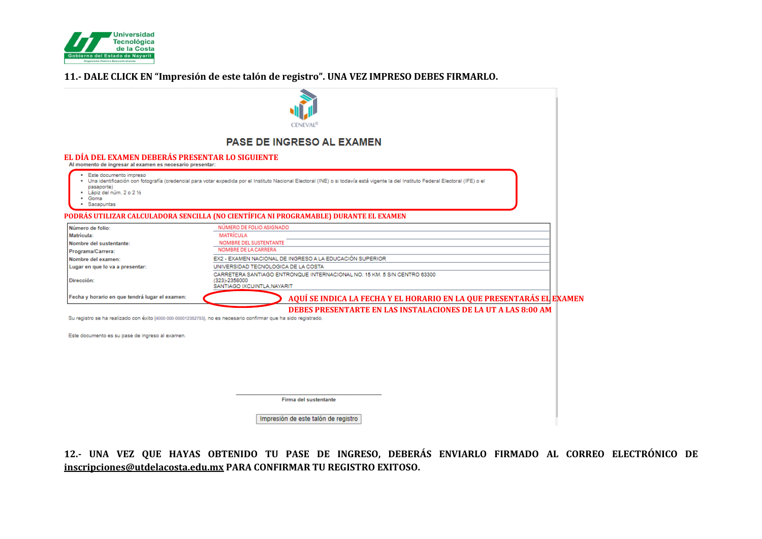**11.- DALE CLICK EN "Impresión de este talón de registro". UNA VEZ IMPRESO DEBES FIRMARLO.**

CENEVAL®

## PASE DE INGRESO AL EXAMEN

**EL DÍA DEL EXAMEN DEBERÁS PRESENTAR LO SIGUIENTE**

**Al momento de ingresar al examen es necesario presentar:**

- Este documento impreso
- Una identificación con fotografía (credencial para votar expedida por el Instituto Nacional Electoral (INE) o si todavía está vigente la del Instituto Federal Electoral (IFE) o el pasaporte)
- Lápiz del núm. 2 o 2 ½
- Goma
- Sacapuntas

**PODRÁS UTILIZAR CALCULADORA SENCILLA (NO CIENTÍFICA NI PROGRAMABLE) DURANTE EL EXAMEN**

| | |
|---|---|
| **Número de folio:** | NÚMERO DE FOLIO ASIGNADO |
| **Matrícula:** | MATRÍCULA |
| **Nombre del sustentante:** | NOMBRE DEL SUSTENTANTE |
| **Programa/Carrera:** | NOMBRE DE LA CARRERA |
| **Nombre del examen:** | EX2 - EXAMEN NACIONAL DE INGRESO A LA EDUCACIÓN SUPERIOR |
| **Lugar en que lo va a presentar:** | UNIVERSIDAD TECNOLOGICA DE LA COSTA |
| **Dirección:** | CARRETERA SANTIAGO ENTRONQUE INTERNACIONAL NO. 15 KM. 5 S/N CENTRO 63300 (323)-2358000 SANTIAGO IXCUINTLA,NAYARIT |
| **Fecha y horario en que tendrá lugar el examen:** | |

**AQUÍ SE INDICA LA FECHA Y EL HORARIO EN LA QUE PRESENTARÁS EL EXAMEN**

**DEBES PRESENTARTE EN LAS INSTALACIONES DE LA UT A LAS 8:00 AM**

Su registro se ha realizado con éxito [4000-000-000012352753], no es necesario confirmar que ha sido registrado.

Este documento es su pase de ingreso al examen.

Firma del sustentante

Impresión de este talón de registro

**12.- UNA VEZ QUE HAYAS OBTENIDO TU PASE DE INGRESO, DEBERÁS ENVIARLO FIRMADO AL CORREO ELECTRÓNICO DE <u>inscripciones@utdelacosta.edu.mx</u> PARA CONFIRMAR TU REGISTRO EXITOSO.**